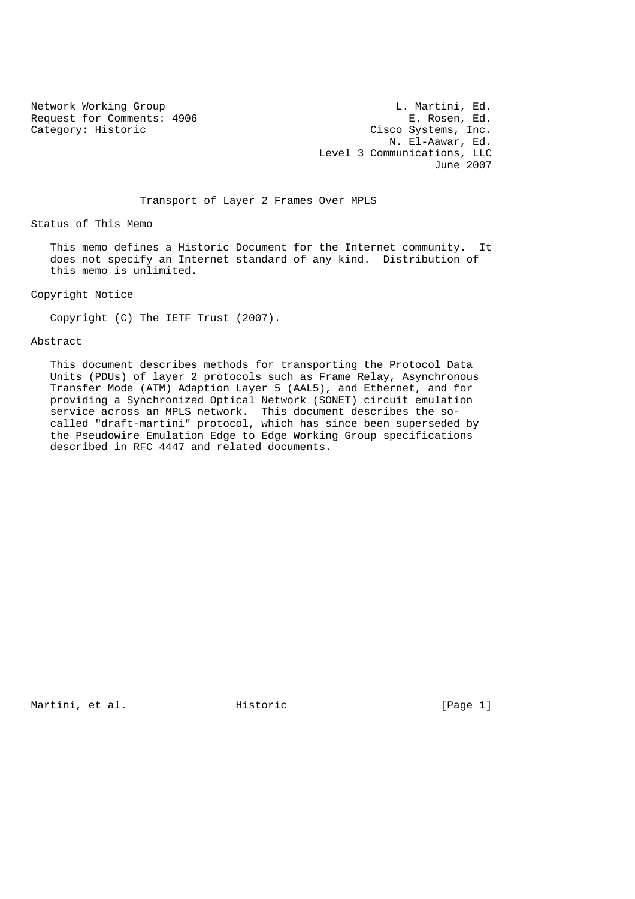Network Working Group L. Martini, Ed.
Request for Comments: 4906 E. Rosen, Ed.
Category: Historic Cisco Systems, Inc.
N. El-Aawar, Ed.
Level 3 Communications, LLC
June 2007

# Transport of Layer 2 Frames Over MPLS

## Status of This Memo

This memo defines a Historic Document for the Internet community. It does not specify an Internet standard of any kind. Distribution of this memo is unlimited.

## Copyright Notice

Copyright (C) The IETF Trust (2007).

## Abstract

This document describes methods for transporting the Protocol Data Units (PDUs) of layer 2 protocols such as Frame Relay, Asynchronous Transfer Mode (ATM) Adaption Layer 5 (AAL5), and Ethernet, and for providing a Synchronized Optical Network (SONET) circuit emulation service across an MPLS network. This document describes the so-called "draft-martini" protocol, which has since been superseded by the Pseudowire Emulation Edge to Edge Working Group specifications described in RFC 4447 and related documents.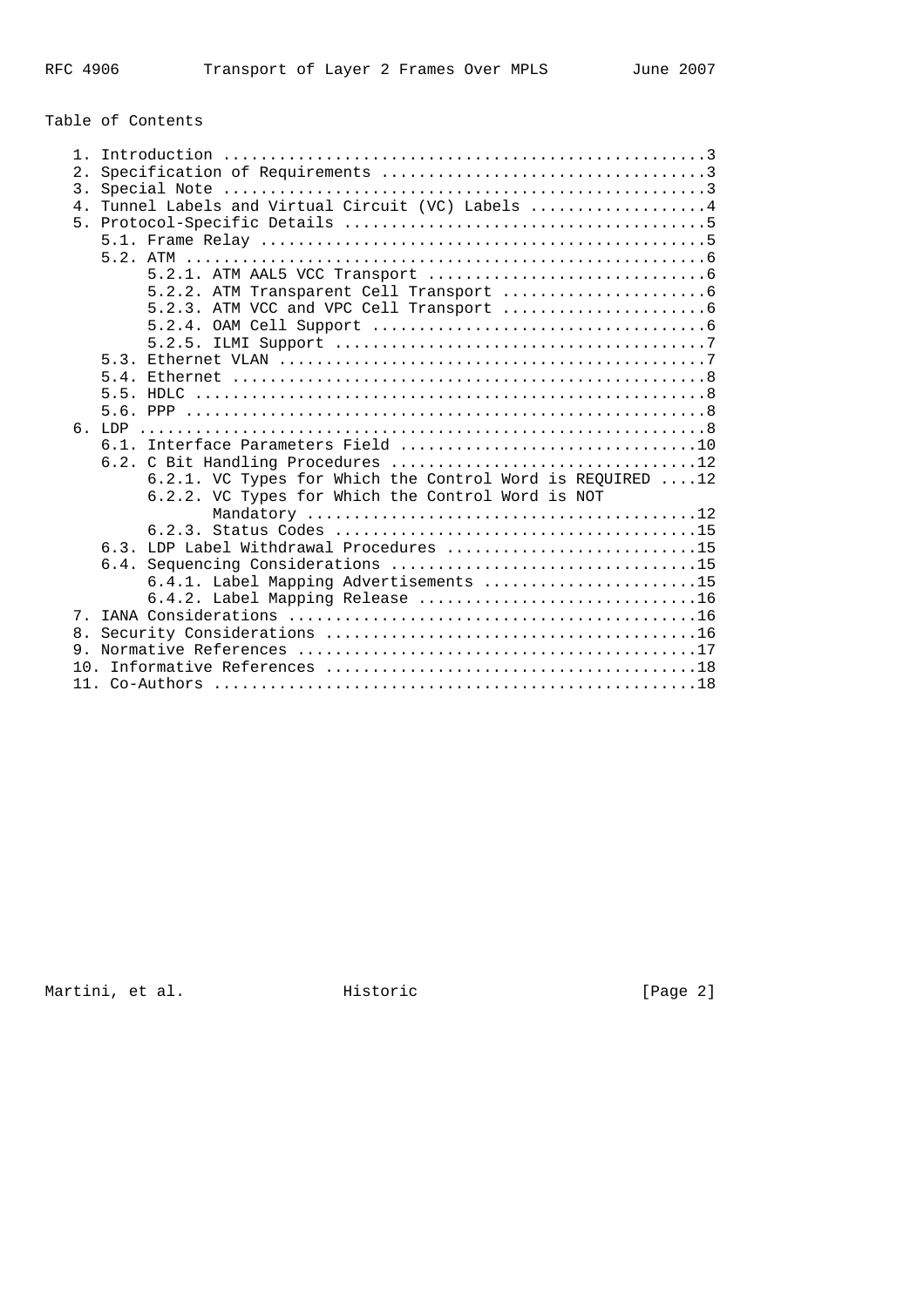# Table of Contents

1. Introduction ....................................................3
2. Specification of Requirements ...................................3
3. Special Note ....................................................3
4. Tunnel Labels and Virtual Circuit (VC) Labels ...................4
5. Protocol-Specific Details .......................................5
   - 5.1. Frame Relay ..............................................5
   - 5.2. ATM ......................................................6
     - 5.2.1. ATM AAL5 VCC Transport ...............................6
     - 5.2.2. ATM Transparent Cell Transport .......................6
     - 5.2.3. ATM VCC and VPC Cell Transport .......................6
     - 5.2.4. OAM Cell Support .....................................6
     - 5.2.5. ILMI Support .........................................7
   - 5.3. Ethernet VLAN ............................................7
   - 5.4. Ethernet .................................................8
   - 5.5. HDLC .....................................................8
   - 5.6. PPP ......................................................8
6. LDP .............................................................8
   - 6.1. Interface Parameters Field ..............................10
   - 6.2. C Bit Handling Procedures ...............................12
     - 6.2.1. VC Types for Which the Control Word is REQUIRED ....12
     - 6.2.2. VC Types for Which the Control Word is NOT Mandatory ...........................................12
     - 6.2.3. Status Codes .......................................15
   - 6.3. LDP Label Withdrawal Procedures .........................15
   - 6.4. Sequencing Considerations ...............................15
     - 6.4.1. Label Mapping Advertisements .......................15
     - 6.4.2. Label Mapping Release ..............................16
7. IANA Considerations ............................................16
8. Security Considerations ........................................16
9. Normative References ...........................................17
10. Informative References ........................................18
11. Co-Authors ....................................................18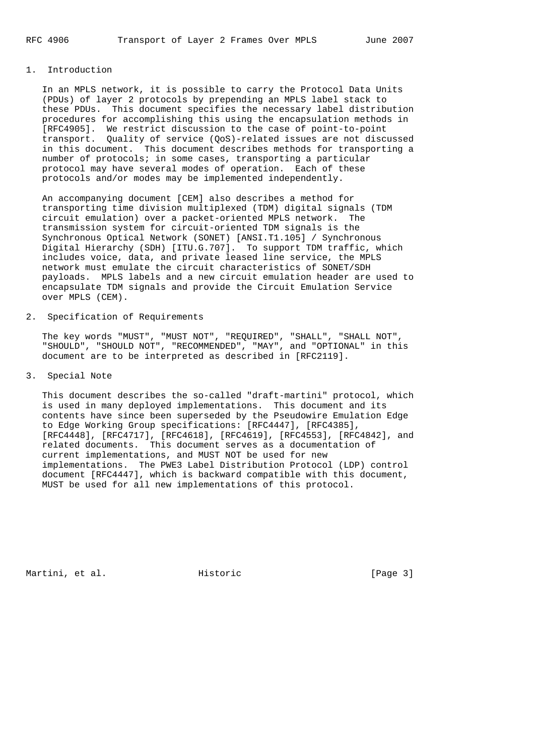## 1. Introduction

In an MPLS network, it is possible to carry the Protocol Data Units (PDUs) of layer 2 protocols by prepending an MPLS label stack to these PDUs. This document specifies the necessary label distribution procedures for accomplishing this using the encapsulation methods in [RFC4905]. We restrict discussion to the case of point-to-point transport. Quality of service (QoS)-related issues are not discussed in this document. This document describes methods for transporting a number of protocols; in some cases, transporting a particular protocol may have several modes of operation. Each of these protocols and/or modes may be implemented independently.

An accompanying document [CEM] also describes a method for transporting time division multiplexed (TDM) digital signals (TDM circuit emulation) over a packet-oriented MPLS network. The transmission system for circuit-oriented TDM signals is the Synchronous Optical Network (SONET) [ANSI.T1.105] / Synchronous Digital Hierarchy (SDH) [ITU.G.707]. To support TDM traffic, which includes voice, data, and private leased line service, the MPLS network must emulate the circuit characteristics of SONET/SDH payloads. MPLS labels and a new circuit emulation header are used to encapsulate TDM signals and provide the Circuit Emulation Service over MPLS (CEM).

## 2. Specification of Requirements

The key words "MUST", "MUST NOT", "REQUIRED", "SHALL", "SHALL NOT", "SHOULD", "SHOULD NOT", "RECOMMENDED", "MAY", and "OPTIONAL" in this document are to be interpreted as described in [RFC2119].

## 3. Special Note

This document describes the so-called "draft-martini" protocol, which is used in many deployed implementations. This document and its contents have since been superseded by the Pseudowire Emulation Edge to Edge Working Group specifications: [RFC4447], [RFC4385], [RFC4448], [RFC4717], [RFC4618], [RFC4619], [RFC4553], [RFC4842], and related documents. This document serves as a documentation of current implementations, and MUST NOT be used for new implementations. The PWE3 Label Distribution Protocol (LDP) control document [RFC4447], which is backward compatible with this document, MUST be used for all new implementations of this protocol.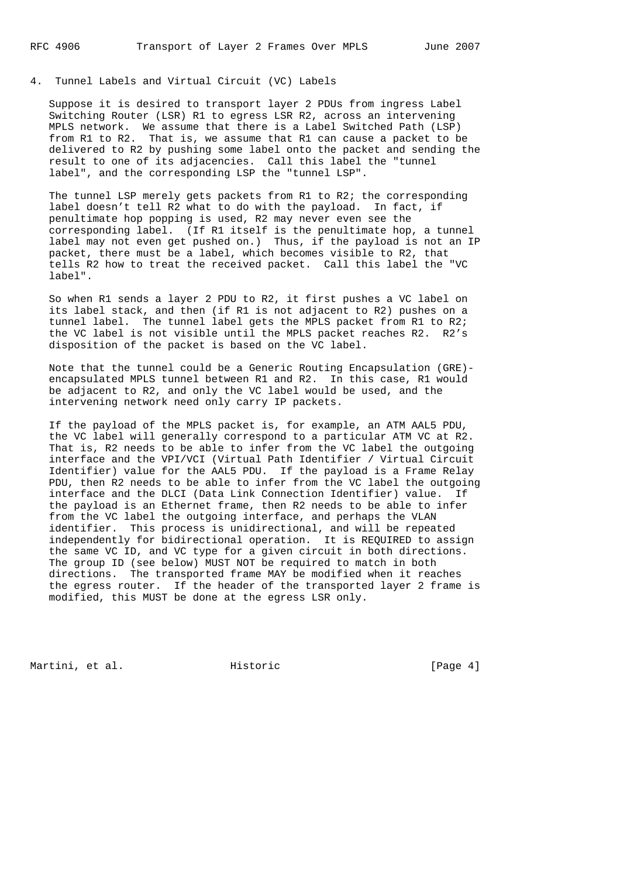## 4. Tunnel Labels and Virtual Circuit (VC) Labels

Suppose it is desired to transport layer 2 PDUs from ingress Label Switching Router (LSR) R1 to egress LSR R2, across an intervening MPLS network. We assume that there is a Label Switched Path (LSP) from R1 to R2. That is, we assume that R1 can cause a packet to be delivered to R2 by pushing some label onto the packet and sending the result to one of its adjacencies. Call this label the "tunnel label", and the corresponding LSP the "tunnel LSP".

The tunnel LSP merely gets packets from R1 to R2; the corresponding label doesn't tell R2 what to do with the payload. In fact, if penultimate hop popping is used, R2 may never even see the corresponding label. (If R1 itself is the penultimate hop, a tunnel label may not even get pushed on.) Thus, if the payload is not an IP packet, there must be a label, which becomes visible to R2, that tells R2 how to treat the received packet. Call this label the "VC label".

So when R1 sends a layer 2 PDU to R2, it first pushes a VC label on its label stack, and then (if R1 is not adjacent to R2) pushes on a tunnel label. The tunnel label gets the MPLS packet from R1 to R2; the VC label is not visible until the MPLS packet reaches R2. R2's disposition of the packet is based on the VC label.

Note that the tunnel could be a Generic Routing Encapsulation (GRE)-encapsulated MPLS tunnel between R1 and R2. In this case, R1 would be adjacent to R2, and only the VC label would be used, and the intervening network need only carry IP packets.

If the payload of the MPLS packet is, for example, an ATM AAL5 PDU, the VC label will generally correspond to a particular ATM VC at R2. That is, R2 needs to be able to infer from the VC label the outgoing interface and the VPI/VCI (Virtual Path Identifier / Virtual Circuit Identifier) value for the AAL5 PDU. If the payload is a Frame Relay PDU, then R2 needs to be able to infer from the VC label the outgoing interface and the DLCI (Data Link Connection Identifier) value. If the payload is an Ethernet frame, then R2 needs to be able to infer from the VC label the outgoing interface, and perhaps the VLAN identifier. This process is unidirectional, and will be repeated independently for bidirectional operation. It is REQUIRED to assign the same VC ID, and VC type for a given circuit in both directions. The group ID (see below) MUST NOT be required to match in both directions. The transported frame MAY be modified when it reaches the egress router. If the header of the transported layer 2 frame is modified, this MUST be done at the egress LSR only.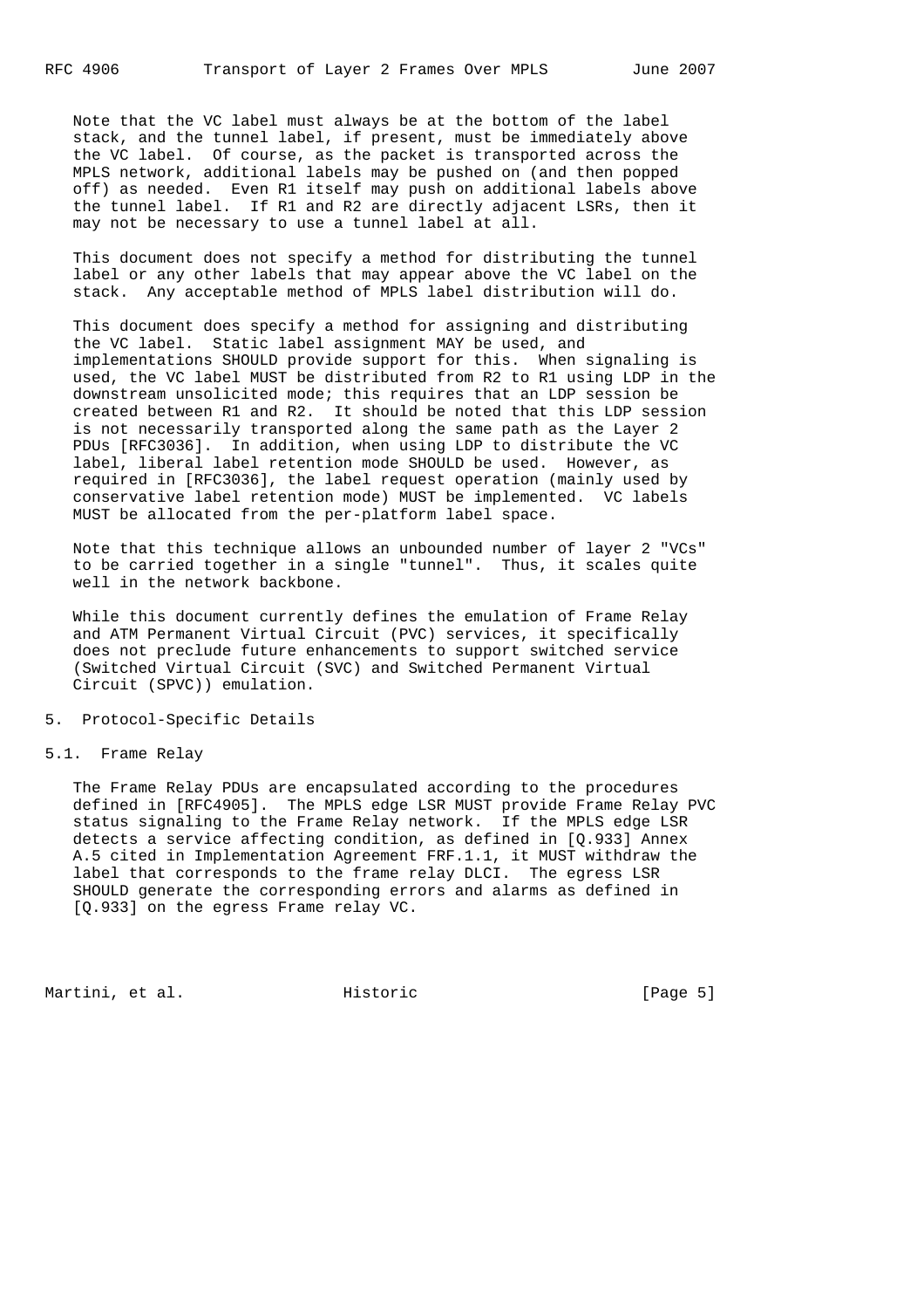Note that the VC label must always be at the bottom of the label stack, and the tunnel label, if present, must be immediately above the VC label. Of course, as the packet is transported across the MPLS network, additional labels may be pushed on (and then popped off) as needed. Even R1 itself may push on additional labels above the tunnel label. If R1 and R2 are directly adjacent LSRs, then it may not be necessary to use a tunnel label at all.

This document does not specify a method for distributing the tunnel label or any other labels that may appear above the VC label on the stack. Any acceptable method of MPLS label distribution will do.

This document does specify a method for assigning and distributing the VC label. Static label assignment MAY be used, and implementations SHOULD provide support for this. When signaling is used, the VC label MUST be distributed from R2 to R1 using LDP in the downstream unsolicited mode; this requires that an LDP session be created between R1 and R2. It should be noted that this LDP session is not necessarily transported along the same path as the Layer 2 PDUs [RFC3036]. In addition, when using LDP to distribute the VC label, liberal label retention mode SHOULD be used. However, as required in [RFC3036], the label request operation (mainly used by conservative label retention mode) MUST be implemented. VC labels MUST be allocated from the per-platform label space.

Note that this technique allows an unbounded number of layer 2 "VCs" to be carried together in a single "tunnel". Thus, it scales quite well in the network backbone.

While this document currently defines the emulation of Frame Relay and ATM Permanent Virtual Circuit (PVC) services, it specifically does not preclude future enhancements to support switched service (Switched Virtual Circuit (SVC) and Switched Permanent Virtual Circuit (SPVC)) emulation.

## 5. Protocol-Specific Details

### 5.1. Frame Relay

The Frame Relay PDUs are encapsulated according to the procedures defined in [RFC4905]. The MPLS edge LSR MUST provide Frame Relay PVC status signaling to the Frame Relay network. If the MPLS edge LSR detects a service affecting condition, as defined in [Q.933] Annex A.5 cited in Implementation Agreement FRF.1.1, it MUST withdraw the label that corresponds to the frame relay DLCI. The egress LSR SHOULD generate the corresponding errors and alarms as defined in [Q.933] on the egress Frame relay VC.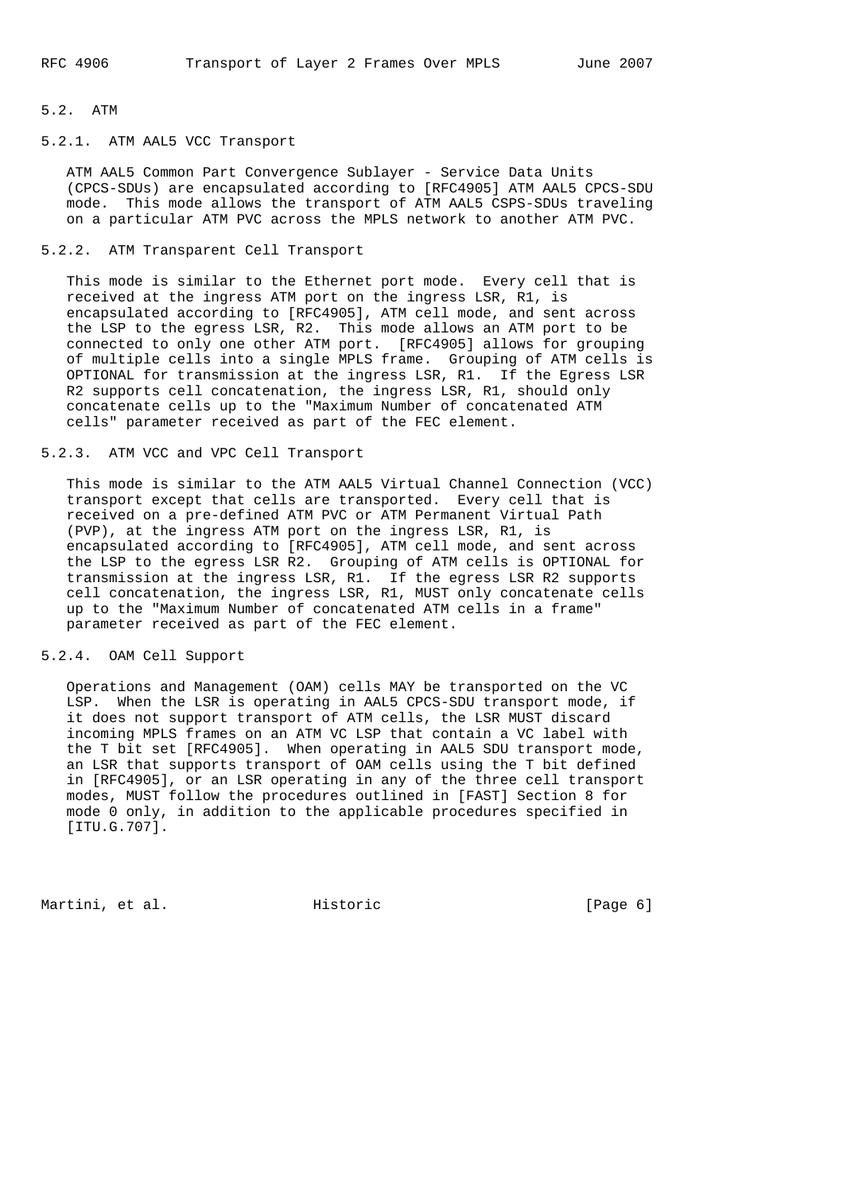## 5.2. ATM

### 5.2.1. ATM AAL5 VCC Transport

ATM AAL5 Common Part Convergence Sublayer - Service Data Units (CPCS-SDUs) are encapsulated according to [RFC4905] ATM AAL5 CPCS-SDU mode. This mode allows the transport of ATM AAL5 CSPS-SDUs traveling on a particular ATM PVC across the MPLS network to another ATM PVC.

### 5.2.2. ATM Transparent Cell Transport

This mode is similar to the Ethernet port mode. Every cell that is received at the ingress ATM port on the ingress LSR, R1, is encapsulated according to [RFC4905], ATM cell mode, and sent across the LSP to the egress LSR, R2. This mode allows an ATM port to be connected to only one other ATM port. [RFC4905] allows for grouping of multiple cells into a single MPLS frame. Grouping of ATM cells is OPTIONAL for transmission at the ingress LSR, R1. If the Egress LSR R2 supports cell concatenation, the ingress LSR, R1, should only concatenate cells up to the "Maximum Number of concatenated ATM cells" parameter received as part of the FEC element.

### 5.2.3. ATM VCC and VPC Cell Transport

This mode is similar to the ATM AAL5 Virtual Channel Connection (VCC) transport except that cells are transported. Every cell that is received on a pre-defined ATM PVC or ATM Permanent Virtual Path (PVP), at the ingress ATM port on the ingress LSR, R1, is encapsulated according to [RFC4905], ATM cell mode, and sent across the LSP to the egress LSR R2. Grouping of ATM cells is OPTIONAL for transmission at the ingress LSR, R1. If the egress LSR R2 supports cell concatenation, the ingress LSR, R1, MUST only concatenate cells up to the "Maximum Number of concatenated ATM cells in a frame" parameter received as part of the FEC element.

### 5.2.4. OAM Cell Support

Operations and Management (OAM) cells MAY be transported on the VC LSP. When the LSR is operating in AAL5 CPCS-SDU transport mode, if it does not support transport of ATM cells, the LSR MUST discard incoming MPLS frames on an ATM VC LSP that contain a VC label with the T bit set [RFC4905]. When operating in AAL5 SDU transport mode, an LSR that supports transport of OAM cells using the T bit defined in [RFC4905], or an LSR operating in any of the three cell transport modes, MUST follow the procedures outlined in [FAST] Section 8 for mode 0 only, in addition to the applicable procedures specified in [ITU.G.707].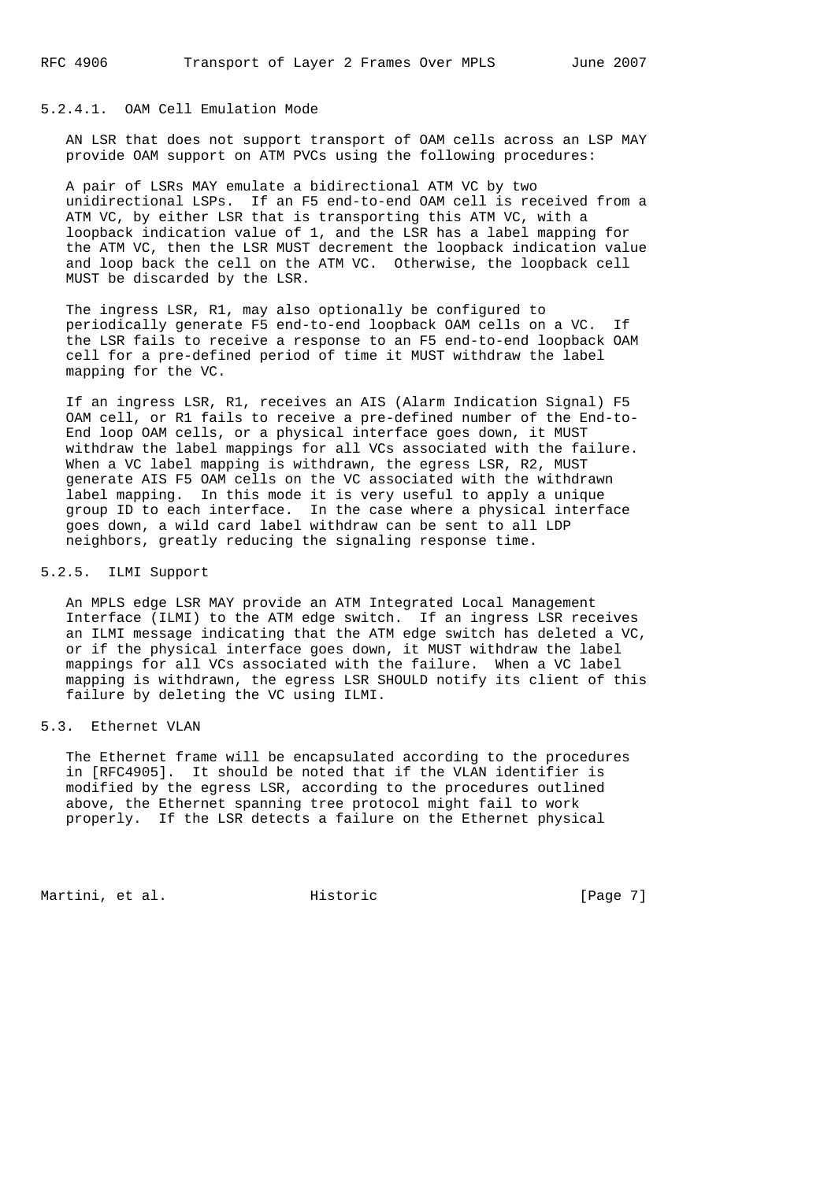#### 5.2.4.1. OAM Cell Emulation Mode

AN LSR that does not support transport of OAM cells across an LSP MAY provide OAM support on ATM PVCs using the following procedures:

A pair of LSRs MAY emulate a bidirectional ATM VC by two unidirectional LSPs. If an F5 end-to-end OAM cell is received from a ATM VC, by either LSR that is transporting this ATM VC, with a loopback indication value of 1, and the LSR has a label mapping for the ATM VC, then the LSR MUST decrement the loopback indication value and loop back the cell on the ATM VC. Otherwise, the loopback cell MUST be discarded by the LSR.

The ingress LSR, R1, may also optionally be configured to periodically generate F5 end-to-end loopback OAM cells on a VC. If the LSR fails to receive a response to an F5 end-to-end loopback OAM cell for a pre-defined period of time it MUST withdraw the label mapping for the VC.

If an ingress LSR, R1, receives an AIS (Alarm Indication Signal) F5 OAM cell, or R1 fails to receive a pre-defined number of the End-to-End loop OAM cells, or a physical interface goes down, it MUST withdraw the label mappings for all VCs associated with the failure. When a VC label mapping is withdrawn, the egress LSR, R2, MUST generate AIS F5 OAM cells on the VC associated with the withdrawn label mapping. In this mode it is very useful to apply a unique group ID to each interface. In the case where a physical interface goes down, a wild card label withdraw can be sent to all LDP neighbors, greatly reducing the signaling response time.

### 5.2.5. ILMI Support

An MPLS edge LSR MAY provide an ATM Integrated Local Management Interface (ILMI) to the ATM edge switch. If an ingress LSR receives an ILMI message indicating that the ATM edge switch has deleted a VC, or if the physical interface goes down, it MUST withdraw the label mappings for all VCs associated with the failure. When a VC label mapping is withdrawn, the egress LSR SHOULD notify its client of this failure by deleting the VC using ILMI.

## 5.3. Ethernet VLAN

The Ethernet frame will be encapsulated according to the procedures in [RFC4905]. It should be noted that if the VLAN identifier is modified by the egress LSR, according to the procedures outlined above, the Ethernet spanning tree protocol might fail to work properly. If the LSR detects a failure on the Ethernet physical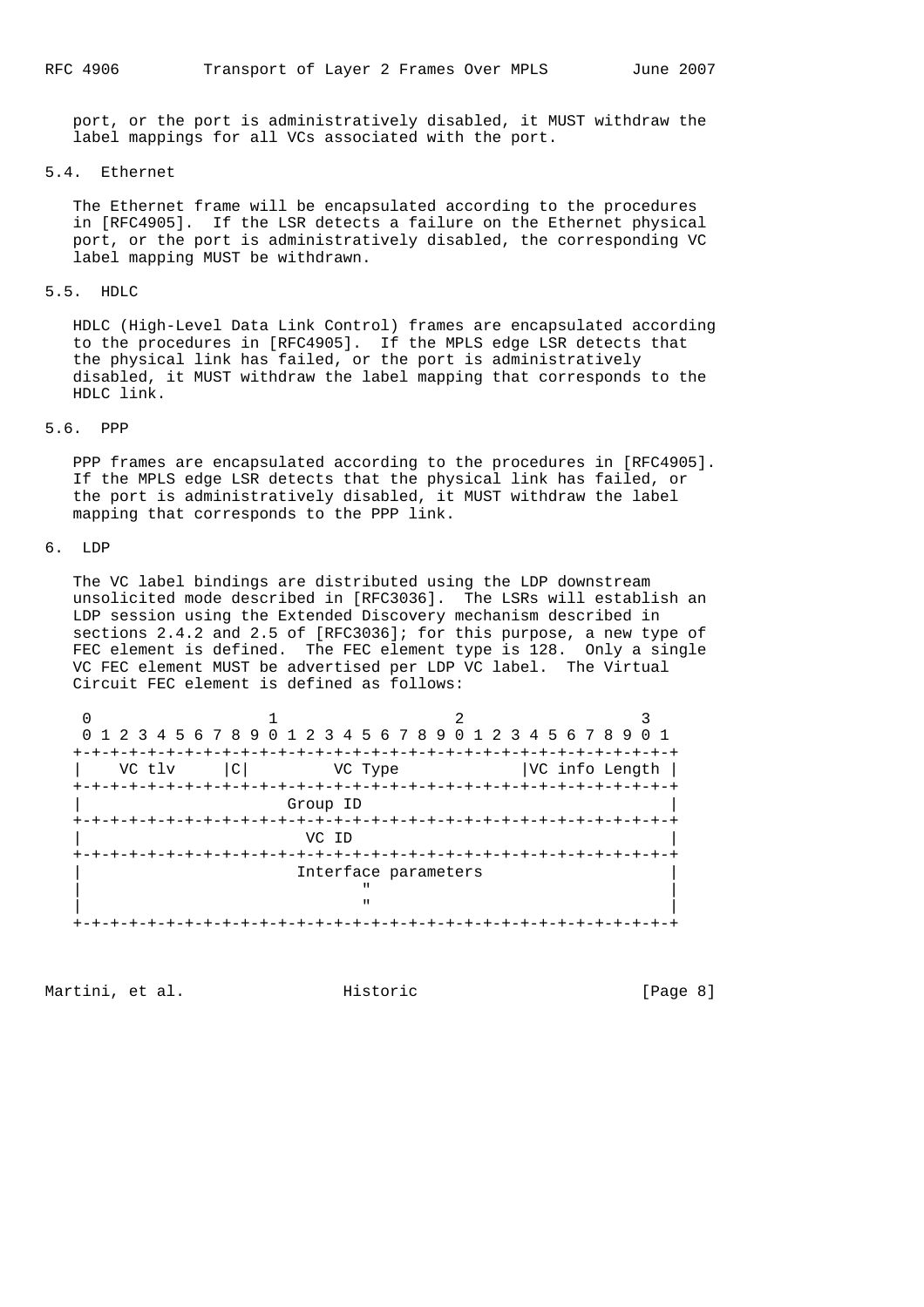port, or the port is administratively disabled, it MUST withdraw the label mappings for all VCs associated with the port.

## 5.4. Ethernet

The Ethernet frame will be encapsulated according to the procedures in [RFC4905]. If the LSR detects a failure on the Ethernet physical port, or the port is administratively disabled, the corresponding VC label mapping MUST be withdrawn.

## 5.5. HDLC

HDLC (High-Level Data Link Control) frames are encapsulated according to the procedures in [RFC4905]. If the MPLS edge LSR detects that the physical link has failed, or the port is administratively disabled, it MUST withdraw the label mapping that corresponds to the HDLC link.

## 5.6. PPP

PPP frames are encapsulated according to the procedures in [RFC4905]. If the MPLS edge LSR detects that the physical link has failed, or the port is administratively disabled, it MUST withdraw the label mapping that corresponds to the PPP link.

# 6. LDP

The VC label bindings are distributed using the LDP downstream unsolicited mode described in [RFC3036]. The LSRs will establish an LDP session using the Extended Discovery mechanism described in sections 2.4.2 and 2.5 of [RFC3036]; for this purpose, a new type of FEC element is defined. The FEC element type is 128. Only a single VC FEC element MUST be advertised per LDP VC label. The Virtual Circuit FEC element is defined as follows:

```
 0                   1                   2                   3
 0 1 2 3 4 5 6 7 8 9 0 1 2 3 4 5 6 7 8 9 0 1 2 3 4 5 6 7 8 9 0 1
+-+-+-+-+-+-+-+-+-+-+-+-+-+-+-+-+-+-+-+-+-+-+-+-+-+-+-+-+-+-+-+-+
|    VC tlv     |C|         VC Type             |VC info Length |
+-+-+-+-+-+-+-+-+-+-+-+-+-+-+-+-+-+-+-+-+-+-+-+-+-+-+-+-+-+-+-+-+
|                      Group ID                                 |
+-+-+-+-+-+-+-+-+-+-+-+-+-+-+-+-+-+-+-+-+-+-+-+-+-+-+-+-+-+-+-+-+
|                        VC ID                                  |
+-+-+-+-+-+-+-+-+-+-+-+-+-+-+-+-+-+-+-+-+-+-+-+-+-+-+-+-+-+-+-+-+
|                       Interface parameters                    |
|                             "                                 |
|                             "                                 |
+-+-+-+-+-+-+-+-+-+-+-+-+-+-+-+-+-+-+-+-+-+-+-+-+-+-+-+-+-+-+-+-+
```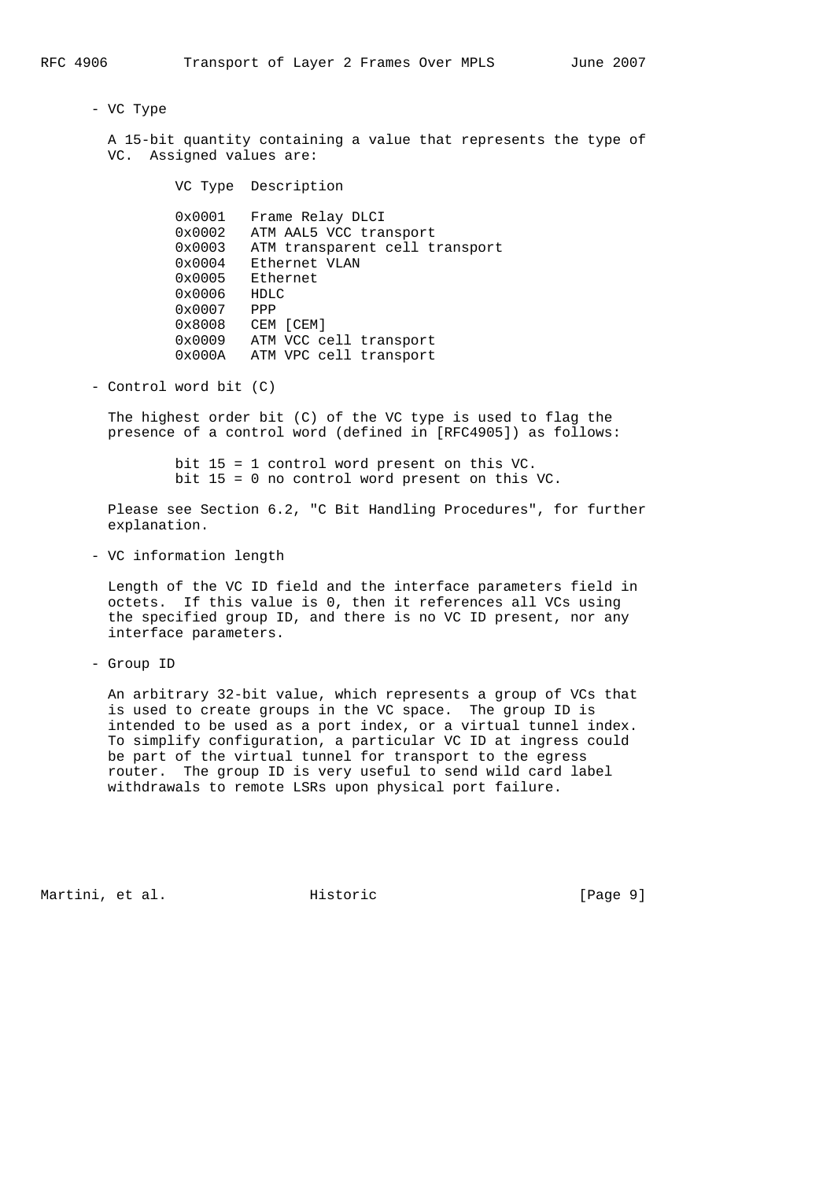- VC Type

  A 15-bit quantity containing a value that represents the type of VC. Assigned values are:

| VC Type | Description |
|---|---|
| 0x0001 | Frame Relay DLCI |
| 0x0002 | ATM AAL5 VCC transport |
| 0x0003 | ATM transparent cell transport |
| 0x0004 | Ethernet VLAN |
| 0x0005 | Ethernet |
| 0x0006 | HDLC |
| 0x0007 | PPP |
| 0x8008 | CEM [CEM] |
| 0x0009 | ATM VCC cell transport |
| 0x000A | ATM VPC cell transport |

- Control word bit (C)

  The highest order bit (C) of the VC type is used to flag the presence of a control word (defined in [RFC4905]) as follows:

  bit 15 = 1 control word present on this VC.
  bit 15 = 0 no control word present on this VC.

  Please see Section 6.2, "C Bit Handling Procedures", for further explanation.

- VC information length

  Length of the VC ID field and the interface parameters field in octets. If this value is 0, then it references all VCs using the specified group ID, and there is no VC ID present, nor any interface parameters.

- Group ID

  An arbitrary 32-bit value, which represents a group of VCs that is used to create groups in the VC space. The group ID is intended to be used as a port index, or a virtual tunnel index. To simplify configuration, a particular VC ID at ingress could be part of the virtual tunnel for transport to the egress router. The group ID is very useful to send wild card label withdrawals to remote LSRs upon physical port failure.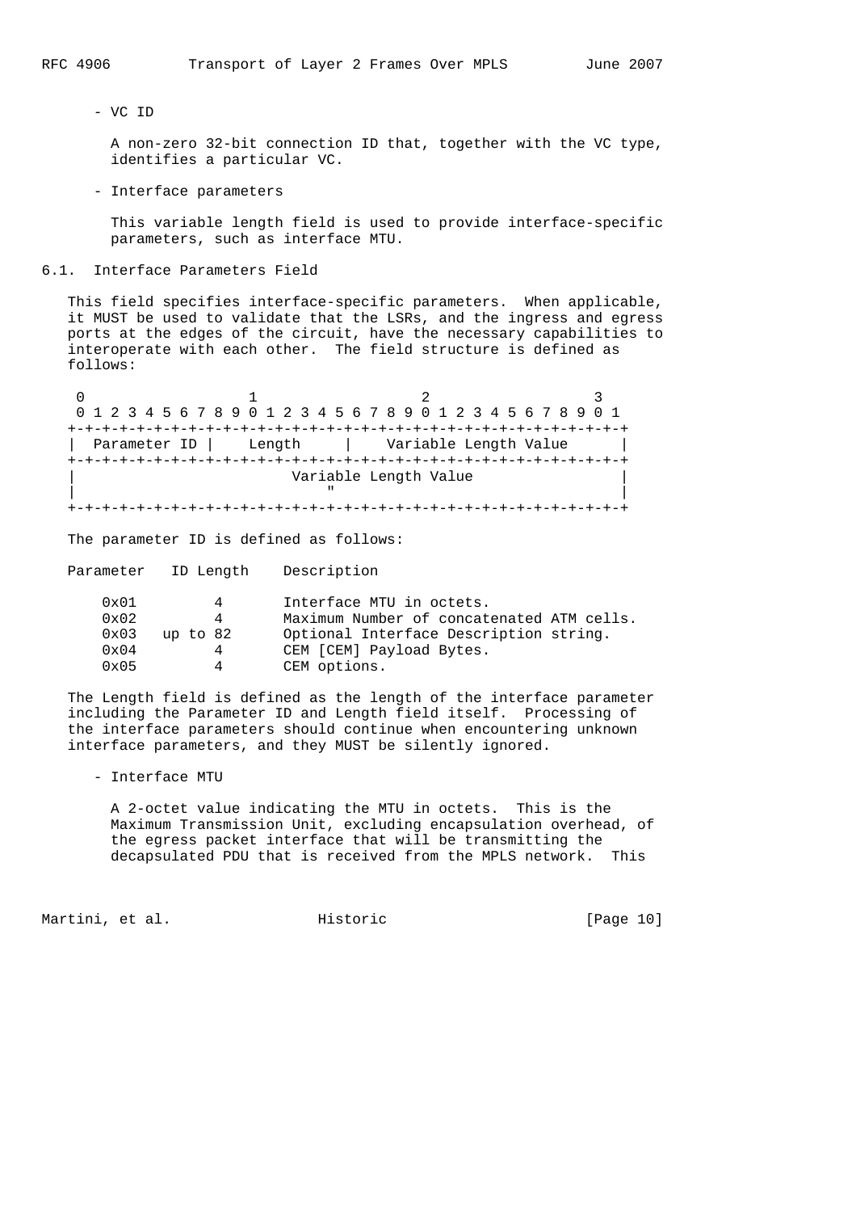- VC ID

  A non-zero 32-bit connection ID that, together with the VC type, identifies a particular VC.

- Interface parameters

  This variable length field is used to provide interface-specific parameters, such as interface MTU.

## 6.1. Interface Parameters Field

This field specifies interface-specific parameters. When applicable, it MUST be used to validate that the LSRs, and the ingress and egress ports at the edges of the circuit, have the necessary capabilities to interoperate with each other. The field structure is defined as follows:

```
 0                   1                   2                   3
 0 1 2 3 4 5 6 7 8 9 0 1 2 3 4 5 6 7 8 9 0 1 2 3 4 5 6 7 8 9 0 1
+-+-+-+-+-+-+-+-+-+-+-+-+-+-+-+-+-+-+-+-+-+-+-+-+-+-+-+-+-+-+-+-+
|  Parameter ID |    Length     |    Variable Length Value      |
+-+-+-+-+-+-+-+-+-+-+-+-+-+-+-+-+-+-+-+-+-+-+-+-+-+-+-+-+-+-+-+-+
|                         Variable Length Value                 |
|                             "                                 |
+-+-+-+-+-+-+-+-+-+-+-+-+-+-+-+-+-+-+-+-+-+-+-+-+-+-+-+-+-+-+-+-+
```

The parameter ID is defined as follows:

| Parameter | ID Length | Description |
|---|---|---|
| 0x01 | 4 | Interface MTU in octets. |
| 0x02 | 4 | Maximum Number of concatenated ATM cells. |
| 0x03 | up to 82 | Optional Interface Description string. |
| 0x04 | 4 | CEM [CEM] Payload Bytes. |
| 0x05 | 4 | CEM options. |

The Length field is defined as the length of the interface parameter including the Parameter ID and Length field itself. Processing of the interface parameters should continue when encountering unknown interface parameters, and they MUST be silently ignored.

- Interface MTU

  A 2-octet value indicating the MTU in octets. This is the Maximum Transmission Unit, excluding encapsulation overhead, of the egress packet interface that will be transmitting the decapsulated PDU that is received from the MPLS network. This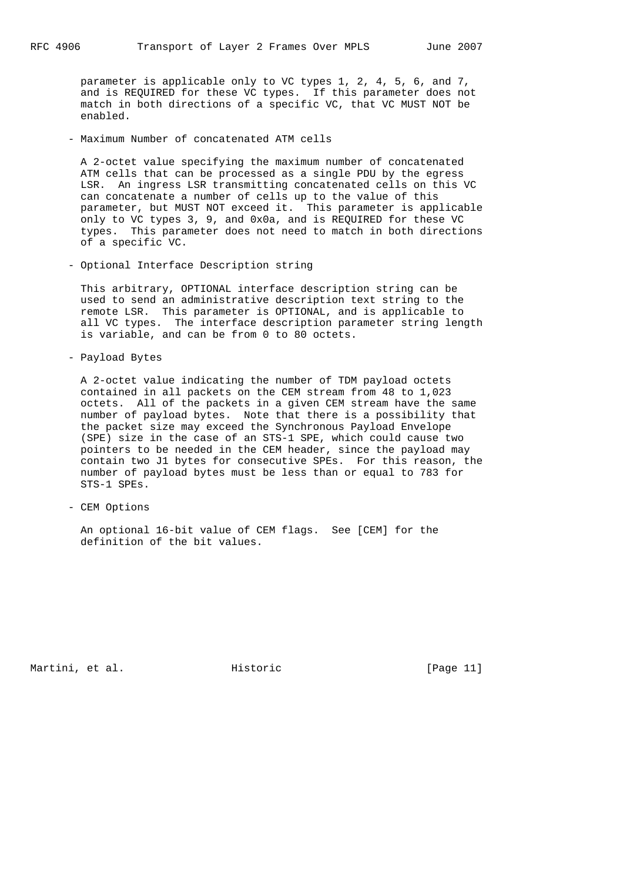parameter is applicable only to VC types 1, 2, 4, 5, 6, and 7, and is REQUIRED for these VC types. If this parameter does not match in both directions of a specific VC, that VC MUST NOT be enabled.

- Maximum Number of concatenated ATM cells

  A 2-octet value specifying the maximum number of concatenated ATM cells that can be processed as a single PDU by the egress LSR. An ingress LSR transmitting concatenated cells on this VC can concatenate a number of cells up to the value of this parameter, but MUST NOT exceed it. This parameter is applicable only to VC types 3, 9, and 0x0a, and is REQUIRED for these VC types. This parameter does not need to match in both directions of a specific VC.

- Optional Interface Description string

  This arbitrary, OPTIONAL interface description string can be used to send an administrative description text string to the remote LSR. This parameter is OPTIONAL, and is applicable to all VC types. The interface description parameter string length is variable, and can be from 0 to 80 octets.

- Payload Bytes

  A 2-octet value indicating the number of TDM payload octets contained in all packets on the CEM stream from 48 to 1,023 octets. All of the packets in a given CEM stream have the same number of payload bytes. Note that there is a possibility that the packet size may exceed the Synchronous Payload Envelope (SPE) size in the case of an STS-1 SPE, which could cause two pointers to be needed in the CEM header, since the payload may contain two J1 bytes for consecutive SPEs. For this reason, the number of payload bytes must be less than or equal to 783 for STS-1 SPEs.

- CEM Options

  An optional 16-bit value of CEM flags. See [CEM] for the definition of the bit values.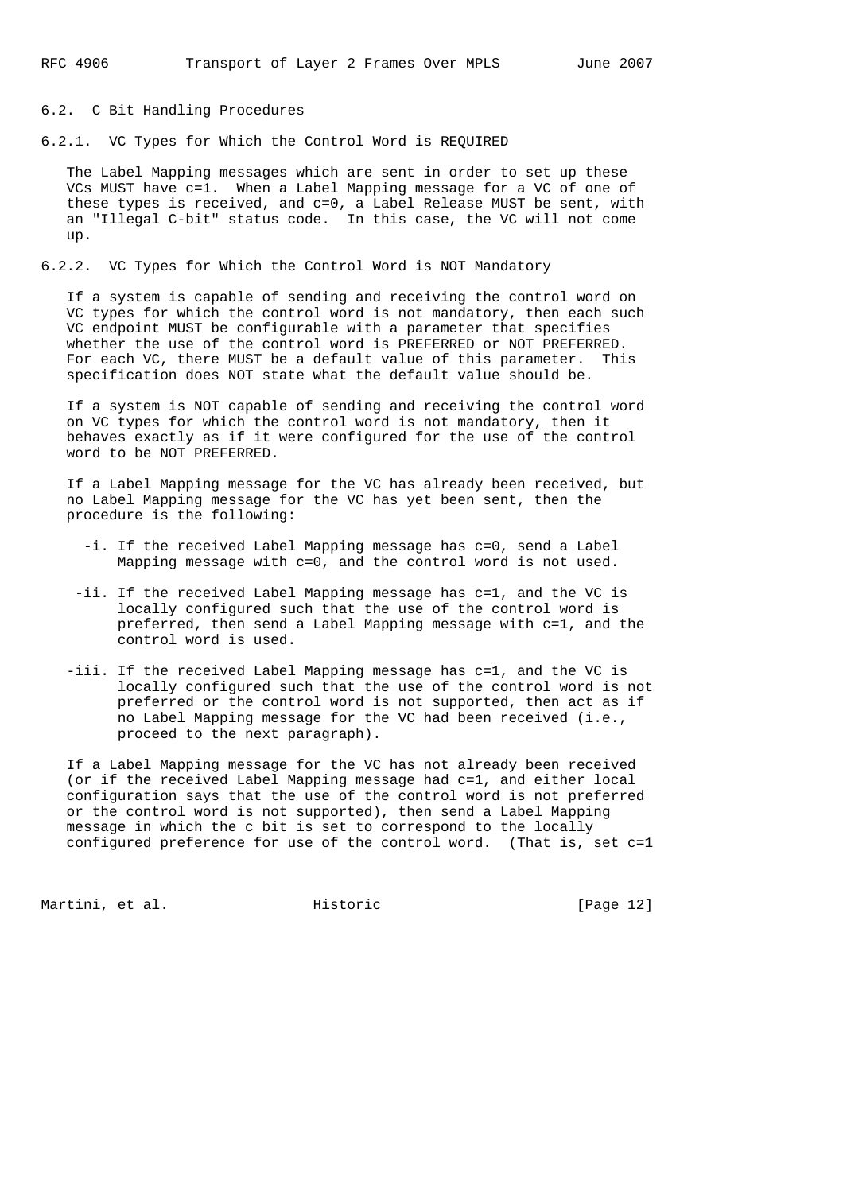### 6.2. C Bit Handling Procedures

#### 6.2.1. VC Types for Which the Control Word is REQUIRED

The Label Mapping messages which are sent in order to set up these VCs MUST have c=1. When a Label Mapping message for a VC of one of these types is received, and c=0, a Label Release MUST be sent, with an "Illegal C-bit" status code. In this case, the VC will not come up.

#### 6.2.2. VC Types for Which the Control Word is NOT Mandatory

If a system is capable of sending and receiving the control word on VC types for which the control word is not mandatory, then each such VC endpoint MUST be configurable with a parameter that specifies whether the use of the control word is PREFERRED or NOT PREFERRED. For each VC, there MUST be a default value of this parameter. This specification does NOT state what the default value should be.

If a system is NOT capable of sending and receiving the control word on VC types for which the control word is not mandatory, then it behaves exactly as if it were configured for the use of the control word to be NOT PREFERRED.

If a Label Mapping message for the VC has already been received, but no Label Mapping message for the VC has yet been sent, then the procedure is the following:

- -i. If the received Label Mapping message has c=0, send a Label Mapping message with c=0, and the control word is not used.
- -ii. If the received Label Mapping message has c=1, and the VC is locally configured such that the use of the control word is preferred, then send a Label Mapping message with c=1, and the control word is used.
- -iii. If the received Label Mapping message has c=1, and the VC is locally configured such that the use of the control word is not preferred or the control word is not supported, then act as if no Label Mapping message for the VC had been received (i.e., proceed to the next paragraph).

If a Label Mapping message for the VC has not already been received (or if the received Label Mapping message had c=1, and either local configuration says that the use of the control word is not preferred or the control word is not supported), then send a Label Mapping message in which the c bit is set to correspond to the locally configured preference for use of the control word. (That is, set c=1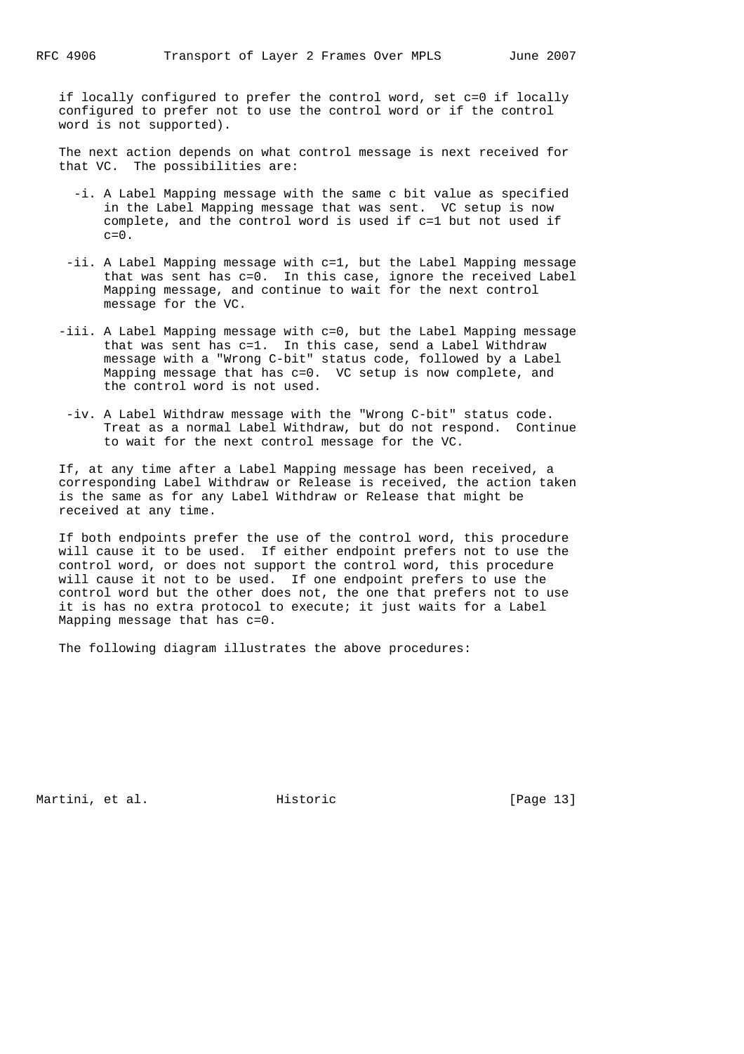if locally configured to prefer the control word, set c=0 if locally configured to prefer not to use the control word or if the control word is not supported).

The next action depends on what control message is next received for that VC. The possibilities are:

- -i. A Label Mapping message with the same c bit value as specified in the Label Mapping message that was sent. VC setup is now complete, and the control word is used if c=1 but not used if c=0.

- -ii. A Label Mapping message with c=1, but the Label Mapping message that was sent has c=0. In this case, ignore the received Label Mapping message, and continue to wait for the next control message for the VC.

- -iii. A Label Mapping message with c=0, but the Label Mapping message that was sent has c=1. In this case, send a Label Withdraw message with a "Wrong C-bit" status code, followed by a Label Mapping message that has c=0. VC setup is now complete, and the control word is not used.

- -iv. A Label Withdraw message with the "Wrong C-bit" status code. Treat as a normal Label Withdraw, but do not respond. Continue to wait for the next control message for the VC.

If, at any time after a Label Mapping message has been received, a corresponding Label Withdraw or Release is received, the action taken is the same as for any Label Withdraw or Release that might be received at any time.

If both endpoints prefer the use of the control word, this procedure will cause it to be used. If either endpoint prefers not to use the control word, or does not support the control word, this procedure will cause it not to be used. If one endpoint prefers to use the control word but the other does not, the one that prefers not to use it is has no extra protocol to execute; it just waits for a Label Mapping message that has c=0.

The following diagram illustrates the above procedures: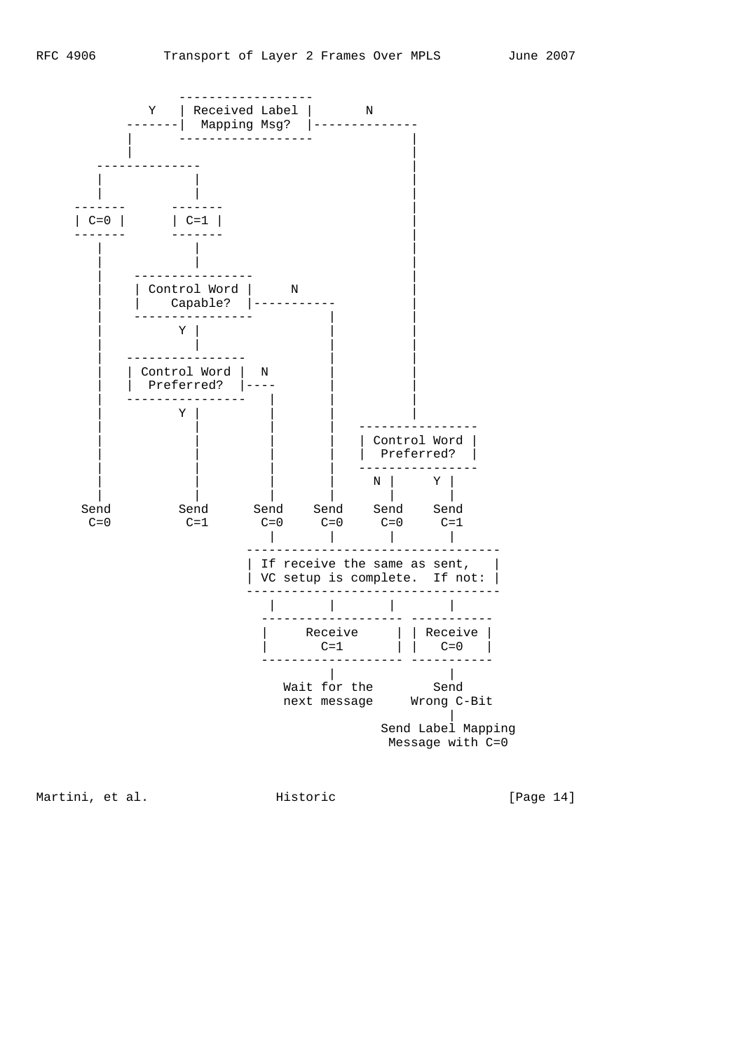```
                 ------------------
             Y   | Received Label |       N
          -------|  Mapping Msg?  |--------------
          |      ------------------             |
          |                                     |
      --------------                            |
      |            |                            |
      |            |                            |
   -------      -------                         |
   | C=0 |      | C=1 |                         |
   -------      -------                         |
      |            |                            |
      |            |                            |
      |     ----------------                    |
      |     | Control Word |     N              |
      |     |    Capable?  |-----------         |
      |     ----------------          |         |
      |          Y |                  |         |
      |            |                  |         |
      |    ----------------           |         |
      |    | Control Word |  N        |         |
      |    |  Preferred?  |----       |         |
      |    ----------------   |       |         |
      |          Y |          |       |         |
      |            |          |       |  ----------------
      |            |          |       |  | Control Word |
      |            |          |       |  |  Preferred?  |
      |            |          |       |  ----------------
      |            |          |       |    N |     Y |
      |            |          |       |      |       |
    Send         Send       Send    Send    Send    Send
     C=0          C=1        C=0     C=0     C=0     C=1
                              |       |       |       |
                            ----------------------------------
                            | If receive the same as sent,   |
                            | VC setup is complete.  If not: |
                            ----------------------------------
                              |       |       |       |
                             ------------------- -----------
                             |     Receive     | | Receive |
                             |       C=1       | |   C=0   |
                             ------------------- -----------
                                      |               |
                                Wait for the        Send
                                next message     Wrong C-Bit
                                                      |
                                              Send Label Mapping
                                               Message with C=0
```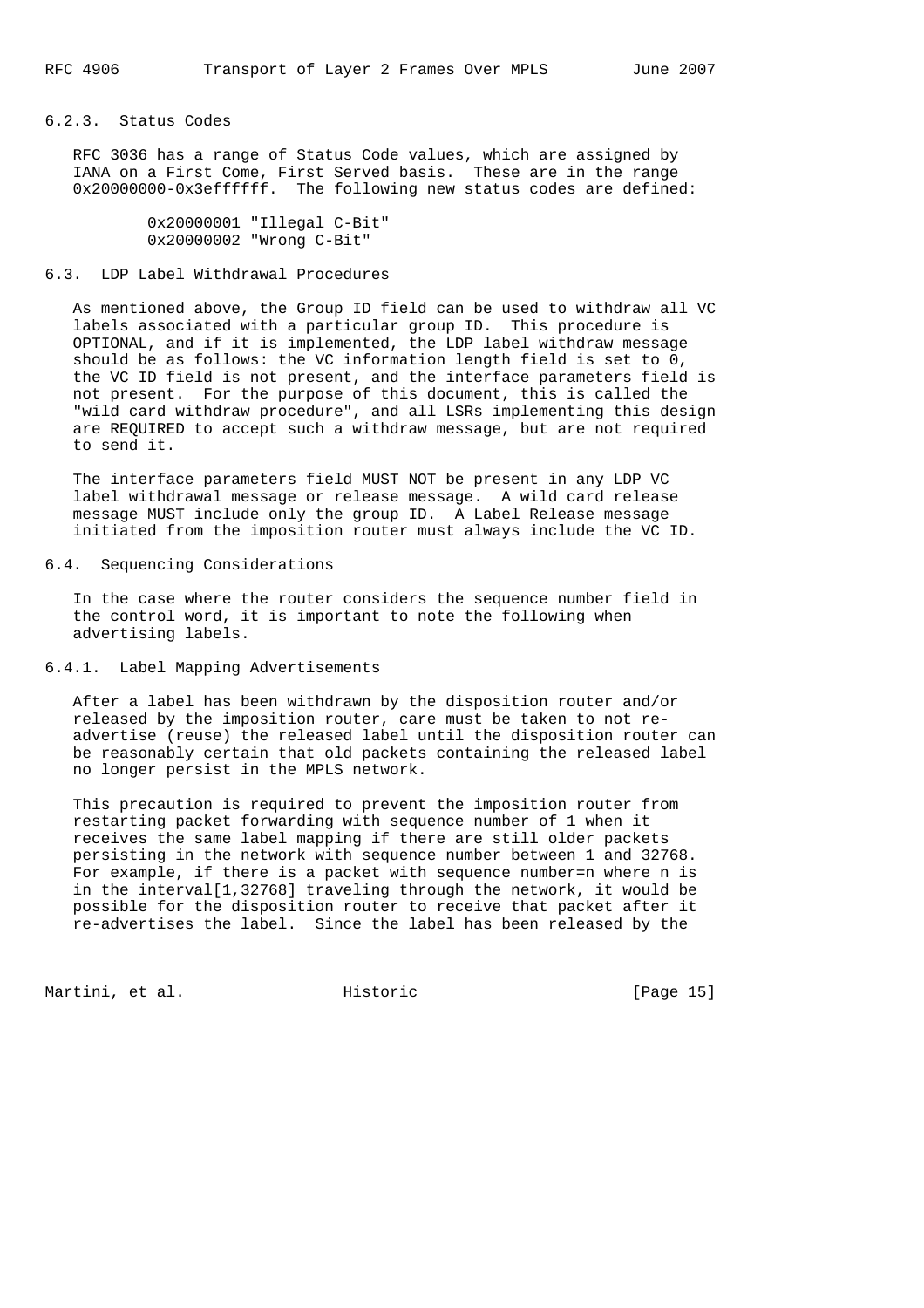### 6.2.3. Status Codes

RFC 3036 has a range of Status Code values, which are assigned by IANA on a First Come, First Served basis. These are in the range 0x20000000-0x3effffff. The following new status codes are defined:

```
0x20000001 "Illegal C-Bit"
0x20000002 "Wrong C-Bit"
```

## 6.3. LDP Label Withdrawal Procedures

As mentioned above, the Group ID field can be used to withdraw all VC labels associated with a particular group ID. This procedure is OPTIONAL, and if it is implemented, the LDP label withdraw message should be as follows: the VC information length field is set to 0, the VC ID field is not present, and the interface parameters field is not present. For the purpose of this document, this is called the "wild card withdraw procedure", and all LSRs implementing this design are REQUIRED to accept such a withdraw message, but are not required to send it.

The interface parameters field MUST NOT be present in any LDP VC label withdrawal message or release message. A wild card release message MUST include only the group ID. A Label Release message initiated from the imposition router must always include the VC ID.

## 6.4. Sequencing Considerations

In the case where the router considers the sequence number field in the control word, it is important to note the following when advertising labels.

### 6.4.1. Label Mapping Advertisements

After a label has been withdrawn by the disposition router and/or released by the imposition router, care must be taken to not re-advertise (reuse) the released label until the disposition router can be reasonably certain that old packets containing the released label no longer persist in the MPLS network.

This precaution is required to prevent the imposition router from restarting packet forwarding with sequence number of 1 when it receives the same label mapping if there are still older packets persisting in the network with sequence number between 1 and 32768. For example, if there is a packet with sequence number=n where n is in the interval[1,32768] traveling through the network, it would be possible for the disposition router to receive that packet after it re-advertises the label. Since the label has been released by the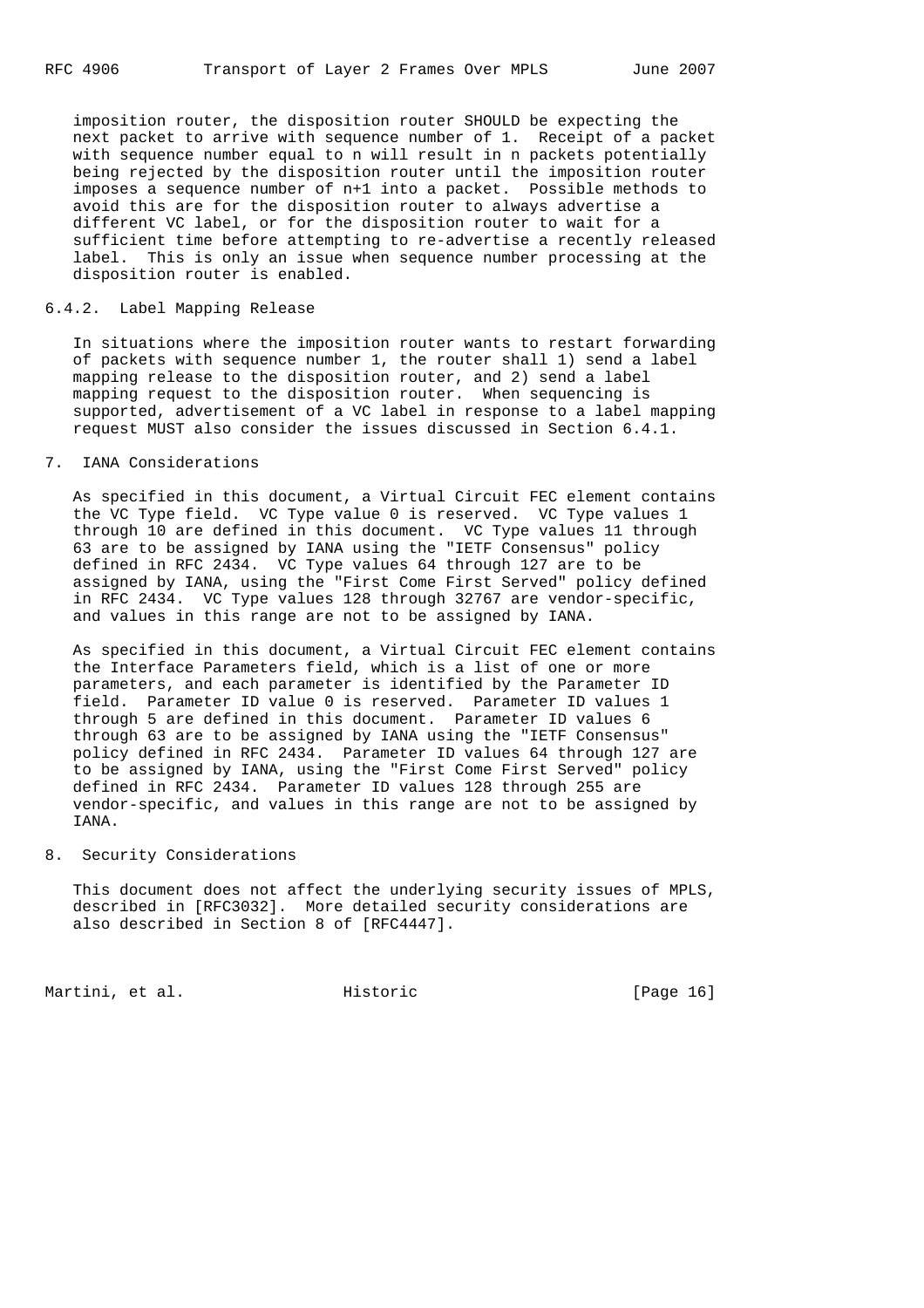imposition router, the disposition router SHOULD be expecting the next packet to arrive with sequence number of 1. Receipt of a packet with sequence number equal to n will result in n packets potentially being rejected by the disposition router until the imposition router imposes a sequence number of n+1 into a packet. Possible methods to avoid this are for the disposition router to always advertise a different VC label, or for the disposition router to wait for a sufficient time before attempting to re-advertise a recently released label. This is only an issue when sequence number processing at the disposition router is enabled.

### 6.4.2. Label Mapping Release

In situations where the imposition router wants to restart forwarding of packets with sequence number 1, the router shall 1) send a label mapping release to the disposition router, and 2) send a label mapping request to the disposition router. When sequencing is supported, advertisement of a VC label in response to a label mapping request MUST also consider the issues discussed in Section 6.4.1.

## 7. IANA Considerations

As specified in this document, a Virtual Circuit FEC element contains the VC Type field. VC Type value 0 is reserved. VC Type values 1 through 10 are defined in this document. VC Type values 11 through 63 are to be assigned by IANA using the "IETF Consensus" policy defined in RFC 2434. VC Type values 64 through 127 are to be assigned by IANA, using the "First Come First Served" policy defined in RFC 2434. VC Type values 128 through 32767 are vendor-specific, and values in this range are not to be assigned by IANA.

As specified in this document, a Virtual Circuit FEC element contains the Interface Parameters field, which is a list of one or more parameters, and each parameter is identified by the Parameter ID field. Parameter ID value 0 is reserved. Parameter ID values 1 through 5 are defined in this document. Parameter ID values 6 through 63 are to be assigned by IANA using the "IETF Consensus" policy defined in RFC 2434. Parameter ID values 64 through 127 are to be assigned by IANA, using the "First Come First Served" policy defined in RFC 2434. Parameter ID values 128 through 255 are vendor-specific, and values in this range are not to be assigned by IANA.

## 8. Security Considerations

This document does not affect the underlying security issues of MPLS, described in [RFC3032]. More detailed security considerations are also described in Section 8 of [RFC4447].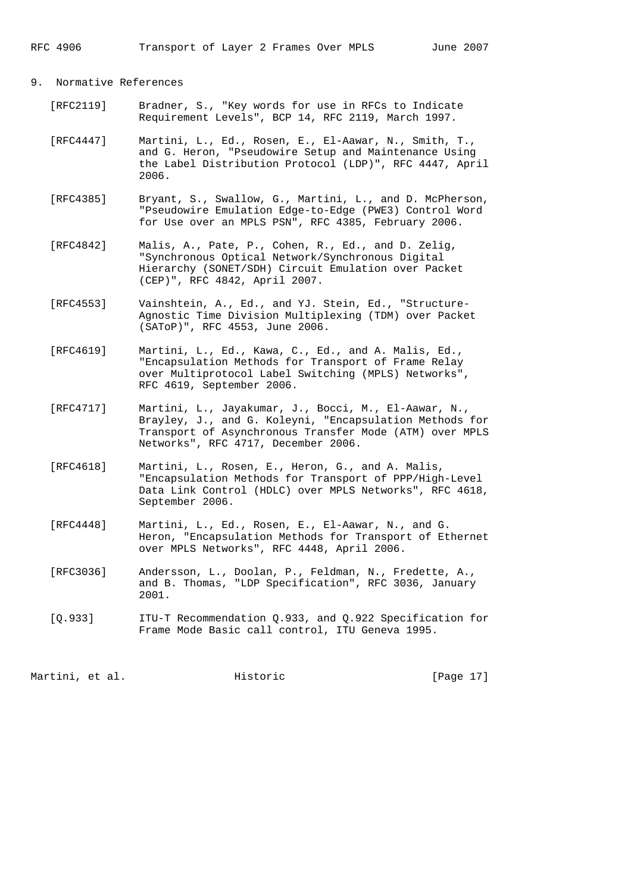## 9. Normative References

[RFC2119] Bradner, S., "Key words for use in RFCs to Indicate Requirement Levels", BCP 14, RFC 2119, March 1997.

[RFC4447] Martini, L., Ed., Rosen, E., El-Aawar, N., Smith, T., and G. Heron, "Pseudowire Setup and Maintenance Using the Label Distribution Protocol (LDP)", RFC 4447, April 2006.

[RFC4385] Bryant, S., Swallow, G., Martini, L., and D. McPherson, "Pseudowire Emulation Edge-to-Edge (PWE3) Control Word for Use over an MPLS PSN", RFC 4385, February 2006.

[RFC4842] Malis, A., Pate, P., Cohen, R., Ed., and D. Zelig, "Synchronous Optical Network/Synchronous Digital Hierarchy (SONET/SDH) Circuit Emulation over Packet (CEP)", RFC 4842, April 2007.

[RFC4553] Vainshtein, A., Ed., and YJ. Stein, Ed., "Structure-Agnostic Time Division Multiplexing (TDM) over Packet (SAToP)", RFC 4553, June 2006.

[RFC4619] Martini, L., Ed., Kawa, C., Ed., and A. Malis, Ed., "Encapsulation Methods for Transport of Frame Relay over Multiprotocol Label Switching (MPLS) Networks", RFC 4619, September 2006.

[RFC4717] Martini, L., Jayakumar, J., Bocci, M., El-Aawar, N., Brayley, J., and G. Koleyni, "Encapsulation Methods for Transport of Asynchronous Transfer Mode (ATM) over MPLS Networks", RFC 4717, December 2006.

[RFC4618] Martini, L., Rosen, E., Heron, G., and A. Malis, "Encapsulation Methods for Transport of PPP/High-Level Data Link Control (HDLC) over MPLS Networks", RFC 4618, September 2006.

[RFC4448] Martini, L., Ed., Rosen, E., El-Aawar, N., and G. Heron, "Encapsulation Methods for Transport of Ethernet over MPLS Networks", RFC 4448, April 2006.

[RFC3036] Andersson, L., Doolan, P., Feldman, N., Fredette, A., and B. Thomas, "LDP Specification", RFC 3036, January 2001.

[Q.933] ITU-T Recommendation Q.933, and Q.922 Specification for Frame Mode Basic call control, ITU Geneva 1995.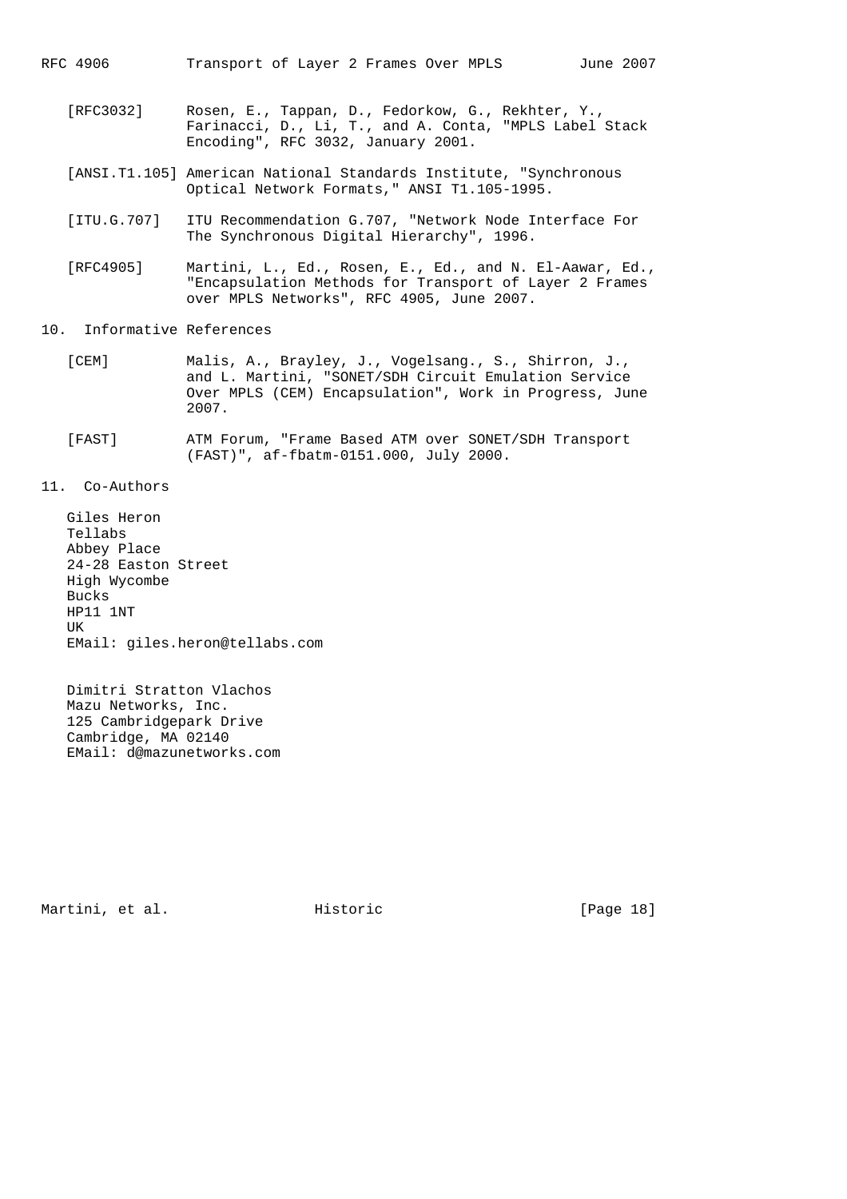[RFC3032] Rosen, E., Tappan, D., Fedorkow, G., Rekhter, Y., Farinacci, D., Li, T., and A. Conta, "MPLS Label Stack Encoding", RFC 3032, January 2001.

[ANSI.T1.105] American National Standards Institute, "Synchronous Optical Network Formats," ANSI T1.105-1995.

[ITU.G.707] ITU Recommendation G.707, "Network Node Interface For The Synchronous Digital Hierarchy", 1996.

[RFC4905] Martini, L., Ed., Rosen, E., Ed., and N. El-Aawar, Ed., "Encapsulation Methods for Transport of Layer 2 Frames over MPLS Networks", RFC 4905, June 2007.

## 10. Informative References

[CEM] Malis, A., Brayley, J., Vogelsang., S., Shirron, J., and L. Martini, "SONET/SDH Circuit Emulation Service Over MPLS (CEM) Encapsulation", Work in Progress, June 2007.

[FAST] ATM Forum, "Frame Based ATM over SONET/SDH Transport (FAST)", af-fbatm-0151.000, July 2000.

## 11. Co-Authors

Giles Heron
Tellabs
Abbey Place
24-28 Easton Street
High Wycombe
Bucks
HP11 1NT
UK
EMail: giles.heron@tellabs.com

Dimitri Stratton Vlachos
Mazu Networks, Inc.
125 Cambridgepark Drive
Cambridge, MA 02140
EMail: d@mazunetworks.com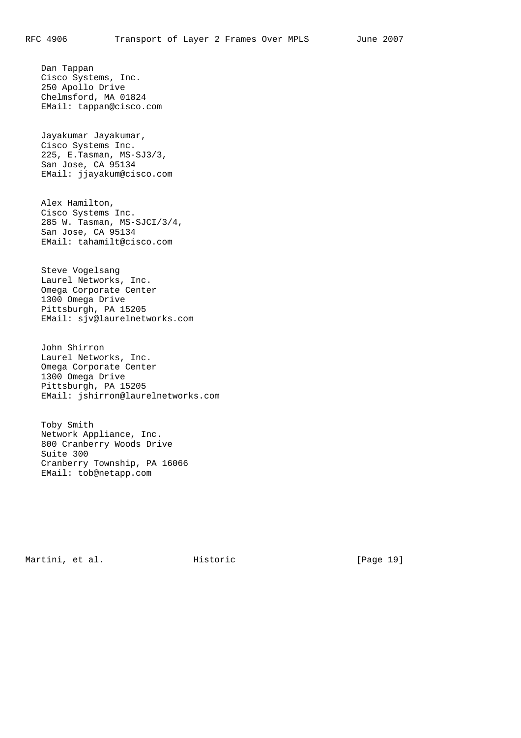Dan Tappan
Cisco Systems, Inc.
250 Apollo Drive
Chelmsford, MA 01824
EMail: tappan@cisco.com

Jayakumar Jayakumar,
Cisco Systems Inc.
225, E.Tasman, MS-SJ3/3,
San Jose, CA 95134
EMail: jjayakum@cisco.com

Alex Hamilton,
Cisco Systems Inc.
285 W. Tasman, MS-SJCI/3/4,
San Jose, CA 95134
EMail: tahamilt@cisco.com

Steve Vogelsang
Laurel Networks, Inc.
Omega Corporate Center
1300 Omega Drive
Pittsburgh, PA 15205
EMail: sjv@laurelnetworks.com

John Shirron
Laurel Networks, Inc.
Omega Corporate Center
1300 Omega Drive
Pittsburgh, PA 15205
EMail: jshirron@laurelnetworks.com

Toby Smith
Network Appliance, Inc.
800 Cranberry Woods Drive
Suite 300
Cranberry Township, PA 16066
EMail: tob@netapp.com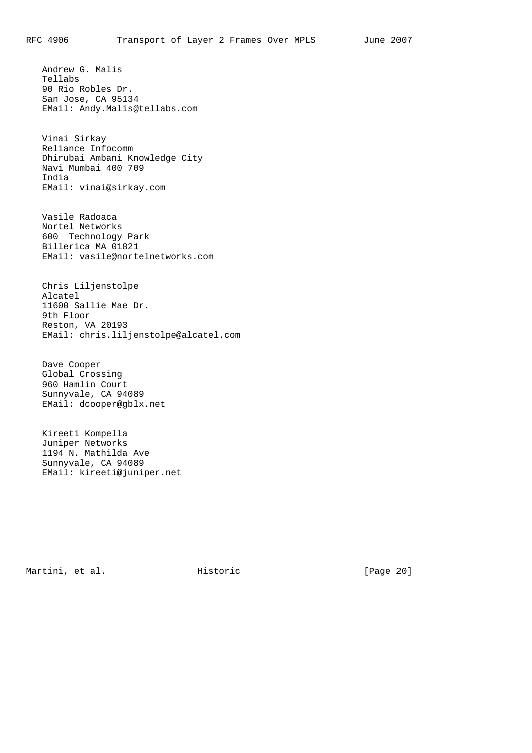Andrew G. Malis
Tellabs
90 Rio Robles Dr.
San Jose, CA 95134
EMail: Andy.Malis@tellabs.com

Vinai Sirkay
Reliance Infocomm
Dhirubai Ambani Knowledge City
Navi Mumbai 400 709
India
EMail: vinai@sirkay.com

Vasile Radoaca
Nortel Networks
600  Technology Park
Billerica MA 01821
EMail: vasile@nortelnetworks.com

Chris Liljenstolpe
Alcatel
11600 Sallie Mae Dr.
9th Floor
Reston, VA 20193
EMail: chris.liljenstolpe@alcatel.com

Dave Cooper
Global Crossing
960 Hamlin Court
Sunnyvale, CA 94089
EMail: dcooper@gblx.net

Kireeti Kompella
Juniper Networks
1194 N. Mathilda Ave
Sunnyvale, CA 94089
EMail: kireeti@juniper.net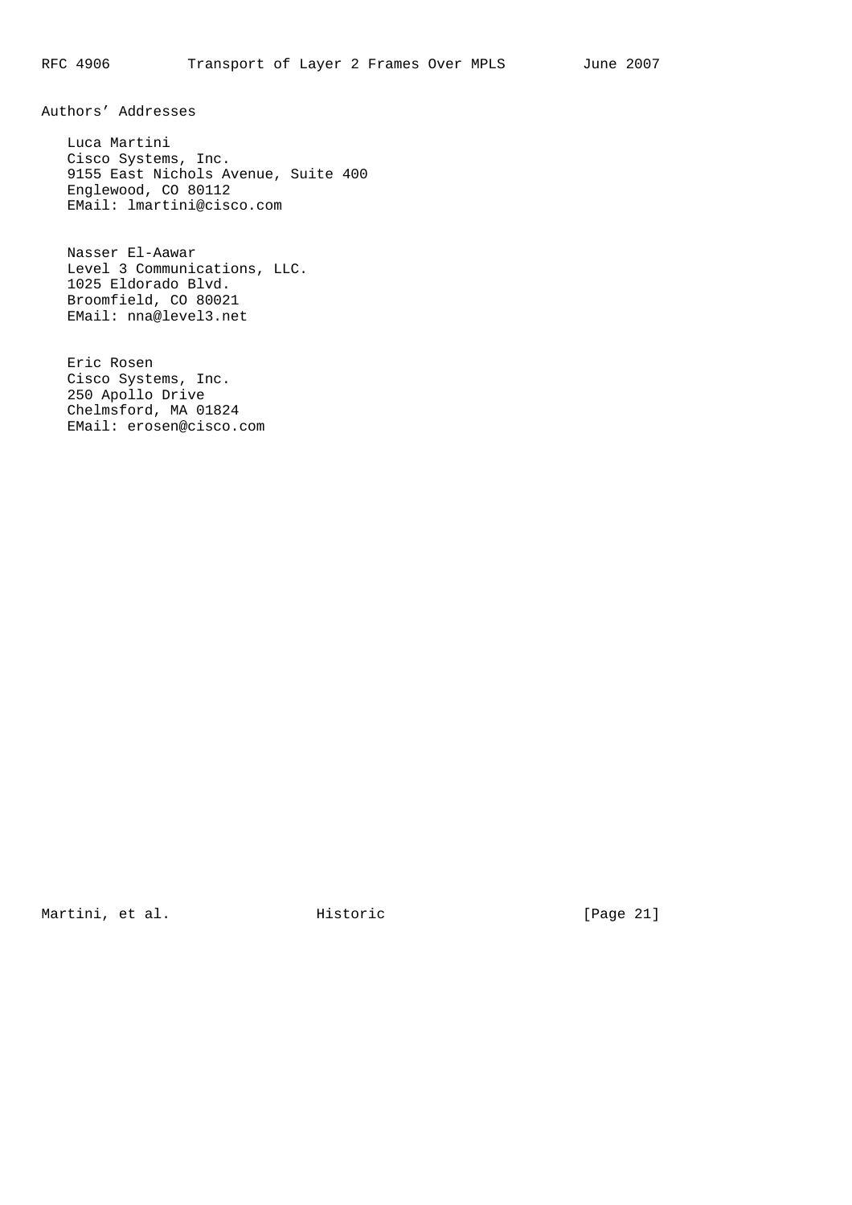## Authors' Addresses

Luca Martini
Cisco Systems, Inc.
9155 East Nichols Avenue, Suite 400
Englewood, CO 80112
EMail: lmartini@cisco.com

Nasser El-Aawar
Level 3 Communications, LLC.
1025 Eldorado Blvd.
Broomfield, CO 80021
EMail: nna@level3.net

Eric Rosen
Cisco Systems, Inc.
250 Apollo Drive
Chelmsford, MA 01824
EMail: erosen@cisco.com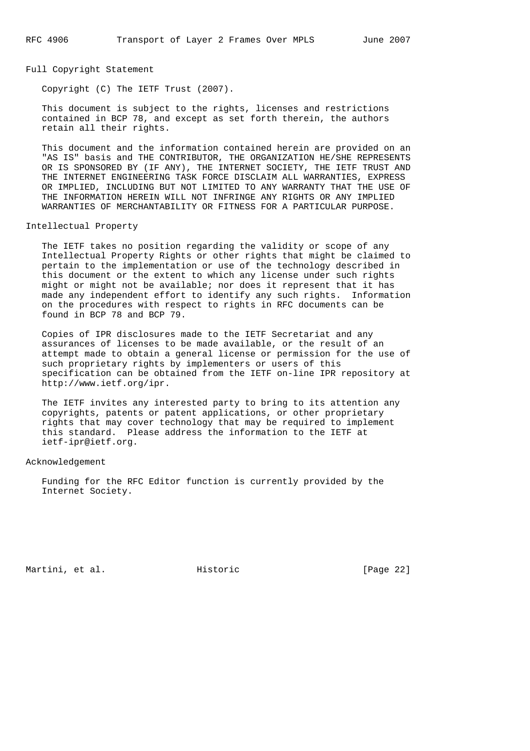## Full Copyright Statement

Copyright (C) The IETF Trust (2007).

This document is subject to the rights, licenses and restrictions contained in BCP 78, and except as set forth therein, the authors retain all their rights.

This document and the information contained herein are provided on an "AS IS" basis and THE CONTRIBUTOR, THE ORGANIZATION HE/SHE REPRESENTS OR IS SPONSORED BY (IF ANY), THE INTERNET SOCIETY, THE IETF TRUST AND THE INTERNET ENGINEERING TASK FORCE DISCLAIM ALL WARRANTIES, EXPRESS OR IMPLIED, INCLUDING BUT NOT LIMITED TO ANY WARRANTY THAT THE USE OF THE INFORMATION HEREIN WILL NOT INFRINGE ANY RIGHTS OR ANY IMPLIED WARRANTIES OF MERCHANTABILITY OR FITNESS FOR A PARTICULAR PURPOSE.

## Intellectual Property

The IETF takes no position regarding the validity or scope of any Intellectual Property Rights or other rights that might be claimed to pertain to the implementation or use of the technology described in this document or the extent to which any license under such rights might or might not be available; nor does it represent that it has made any independent effort to identify any such rights. Information on the procedures with respect to rights in RFC documents can be found in BCP 78 and BCP 79.

Copies of IPR disclosures made to the IETF Secretariat and any assurances of licenses to be made available, or the result of an attempt made to obtain a general license or permission for the use of such proprietary rights by implementers or users of this specification can be obtained from the IETF on-line IPR repository at http://www.ietf.org/ipr.

The IETF invites any interested party to bring to its attention any copyrights, patents or patent applications, or other proprietary rights that may cover technology that may be required to implement this standard. Please address the information to the IETF at ietf-ipr@ietf.org.

## Acknowledgement

Funding for the RFC Editor function is currently provided by the Internet Society.